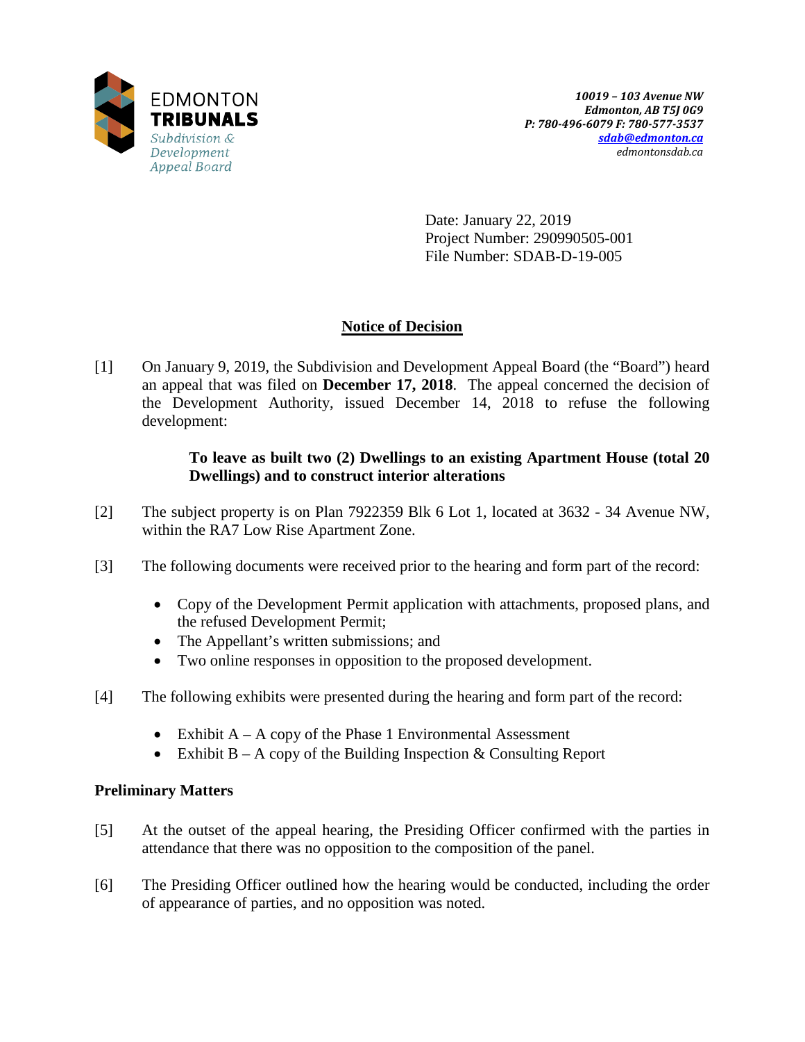EDMONTON **TRIBUNALS**
*Subdivision & Development Appeal Board*

*10019 – 103 Avenue NW*
*Edmonton, AB T5J 0G9*
*P: 780-496-6079 F: 780-577-3537*
*sdab@edmonton.ca*
*edmontonsdab.ca*

Date: January 22, 2019
Project Number: 290990505-001
File Number: SDAB-D-19-005

## Notice of Decision

[1] On January 9, 2019, the Subdivision and Development Appeal Board (the "Board") heard an appeal that was filed on **December 17, 2018**. The appeal concerned the decision of the Development Authority, issued December 14, 2018 to refuse the following development:

> **To leave as built two (2) Dwellings to an existing Apartment House (total 20 Dwellings) and to construct interior alterations**

[2] The subject property is on Plan 7922359 Blk 6 Lot 1, located at 3632 - 34 Avenue NW, within the RA7 Low Rise Apartment Zone.

[3] The following documents were received prior to the hearing and form part of the record:

- Copy of the Development Permit application with attachments, proposed plans, and the refused Development Permit;
- The Appellant's written submissions; and
- Two online responses in opposition to the proposed development.

[4] The following exhibits were presented during the hearing and form part of the record:

- Exhibit A – A copy of the Phase 1 Environmental Assessment
- Exhibit B – A copy of the Building Inspection & Consulting Report

### Preliminary Matters

[5] At the outset of the appeal hearing, the Presiding Officer confirmed with the parties in attendance that there was no opposition to the composition of the panel.

[6] The Presiding Officer outlined how the hearing would be conducted, including the order of appearance of parties, and no opposition was noted.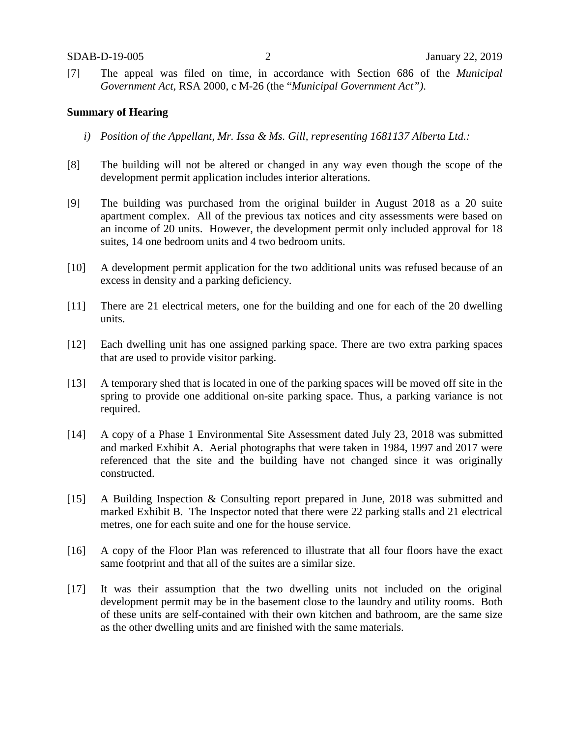[7] The appeal was filed on time, in accordance with Section 686 of the *Municipal Government Act*, RSA 2000, c M-26 (the "*Municipal Government Act")*.

**Summary of Hearing**

*i) Position of the Appellant, Mr. Issa & Ms. Gill, representing 1681137 Alberta Ltd.:*

[8] The building will not be altered or changed in any way even though the scope of the development permit application includes interior alterations.

[9] The building was purchased from the original builder in August 2018 as a 20 suite apartment complex. All of the previous tax notices and city assessments were based on an income of 20 units. However, the development permit only included approval for 18 suites, 14 one bedroom units and 4 two bedroom units.

[10] A development permit application for the two additional units was refused because of an excess in density and a parking deficiency.

[11] There are 21 electrical meters, one for the building and one for each of the 20 dwelling units.

[12] Each dwelling unit has one assigned parking space. There are two extra parking spaces that are used to provide visitor parking.

[13] A temporary shed that is located in one of the parking spaces will be moved off site in the spring to provide one additional on-site parking space. Thus, a parking variance is not required.

[14] A copy of a Phase 1 Environmental Site Assessment dated July 23, 2018 was submitted and marked Exhibit A. Aerial photographs that were taken in 1984, 1997 and 2017 were referenced that the site and the building have not changed since it was originally constructed.

[15] A Building Inspection & Consulting report prepared in June, 2018 was submitted and marked Exhibit B. The Inspector noted that there were 22 parking stalls and 21 electrical metres, one for each suite and one for the house service.

[16] A copy of the Floor Plan was referenced to illustrate that all four floors have the exact same footprint and that all of the suites are a similar size.

[17] It was their assumption that the two dwelling units not included on the original development permit may be in the basement close to the laundry and utility rooms. Both of these units are self-contained with their own kitchen and bathroom, are the same size as the other dwelling units and are finished with the same materials.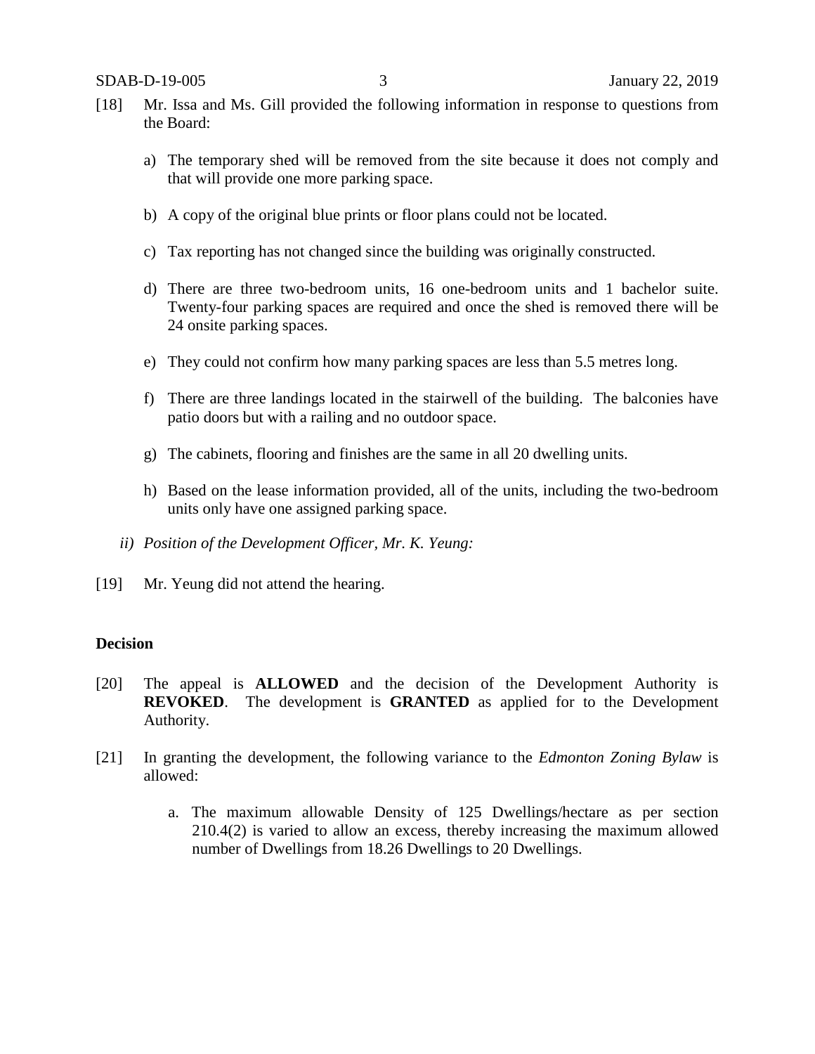[18] Mr. Issa and Ms. Gill provided the following information in response to questions from the Board:

a) The temporary shed will be removed from the site because it does not comply and that will provide one more parking space.

b) A copy of the original blue prints or floor plans could not be located.

c) Tax reporting has not changed since the building was originally constructed.

d) There are three two-bedroom units, 16 one-bedroom units and 1 bachelor suite. Twenty-four parking spaces are required and once the shed is removed there will be 24 onsite parking spaces.

e) They could not confirm how many parking spaces are less than 5.5 metres long.

f) There are three landings located in the stairwell of the building. The balconies have patio doors but with a railing and no outdoor space.

g) The cabinets, flooring and finishes are the same in all 20 dwelling units.

h) Based on the lease information provided, all of the units, including the two-bedroom units only have one assigned parking space.

*ii) Position of the Development Officer, Mr. K. Yeung:*

[19] Mr. Yeung did not attend the hearing.

**Decision**

[20] The appeal is **ALLOWED** and the decision of the Development Authority is **REVOKED**. The development is **GRANTED** as applied for to the Development Authority.

[21] In granting the development, the following variance to the *Edmonton Zoning Bylaw* is allowed:

a. The maximum allowable Density of 125 Dwellings/hectare as per section 210.4(2) is varied to allow an excess, thereby increasing the maximum allowed number of Dwellings from 18.26 Dwellings to 20 Dwellings.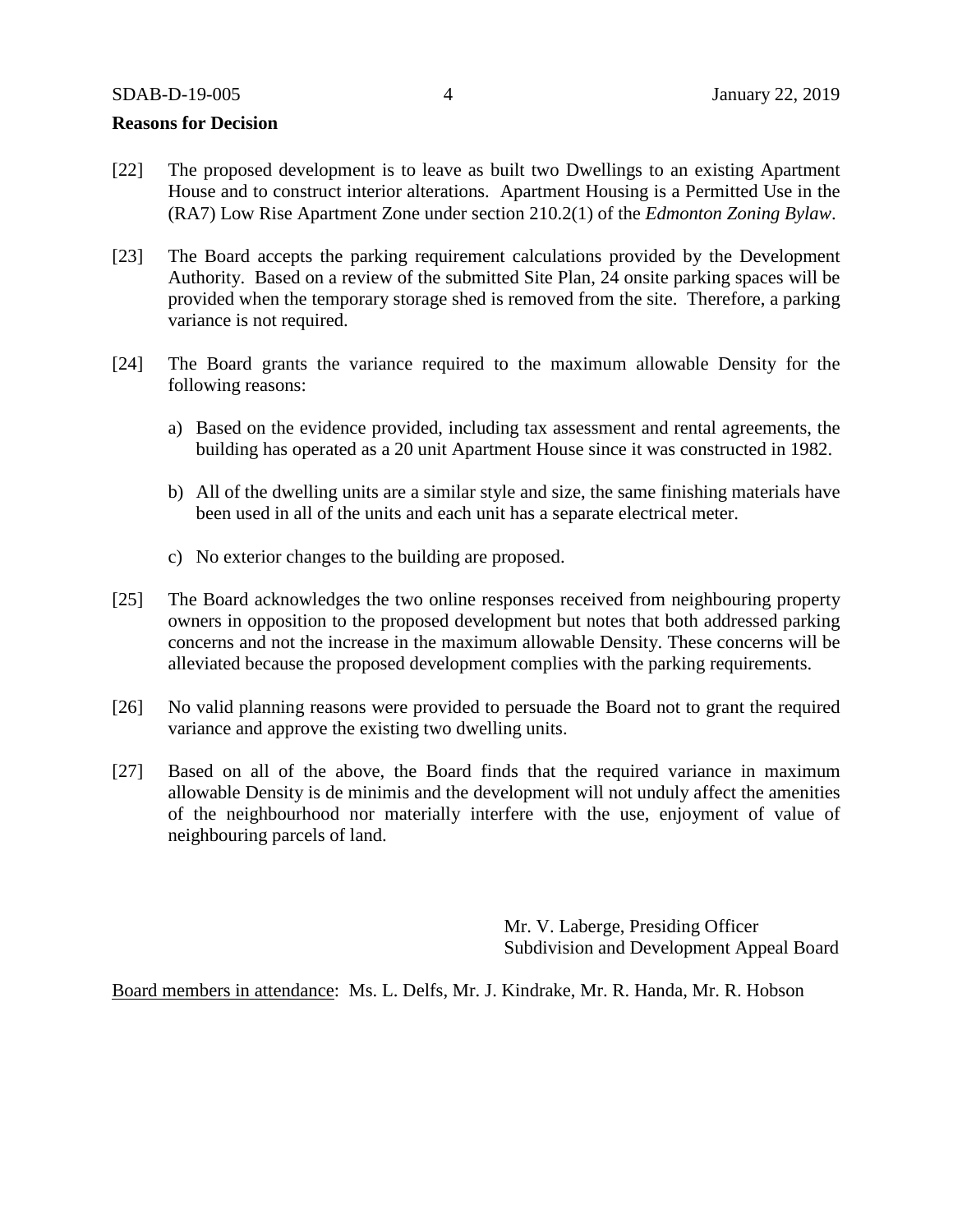**Reasons for Decision**

[22] The proposed development is to leave as built two Dwellings to an existing Apartment House and to construct interior alterations. Apartment Housing is a Permitted Use in the (RA7) Low Rise Apartment Zone under section 210.2(1) of the *Edmonton Zoning Bylaw*.

[23] The Board accepts the parking requirement calculations provided by the Development Authority. Based on a review of the submitted Site Plan, 24 onsite parking spaces will be provided when the temporary storage shed is removed from the site. Therefore, a parking variance is not required.

[24] The Board grants the variance required to the maximum allowable Density for the following reasons:

a) Based on the evidence provided, including tax assessment and rental agreements, the building has operated as a 20 unit Apartment House since it was constructed in 1982.

b) All of the dwelling units are a similar style and size, the same finishing materials have been used in all of the units and each unit has a separate electrical meter.

c) No exterior changes to the building are proposed.

[25] The Board acknowledges the two online responses received from neighbouring property owners in opposition to the proposed development but notes that both addressed parking concerns and not the increase in the maximum allowable Density. These concerns will be alleviated because the proposed development complies with the parking requirements.

[26] No valid planning reasons were provided to persuade the Board not to grant the required variance and approve the existing two dwelling units.

[27] Based on all of the above, the Board finds that the required variance in maximum allowable Density is de minimis and the development will not unduly affect the amenities of the neighbourhood nor materially interfere with the use, enjoyment of value of neighbouring parcels of land.

Mr. V. Laberge, Presiding Officer
Subdivision and Development Appeal Board

Board members in attendance: Ms. L. Delfs, Mr. J. Kindrake, Mr. R. Handa, Mr. R. Hobson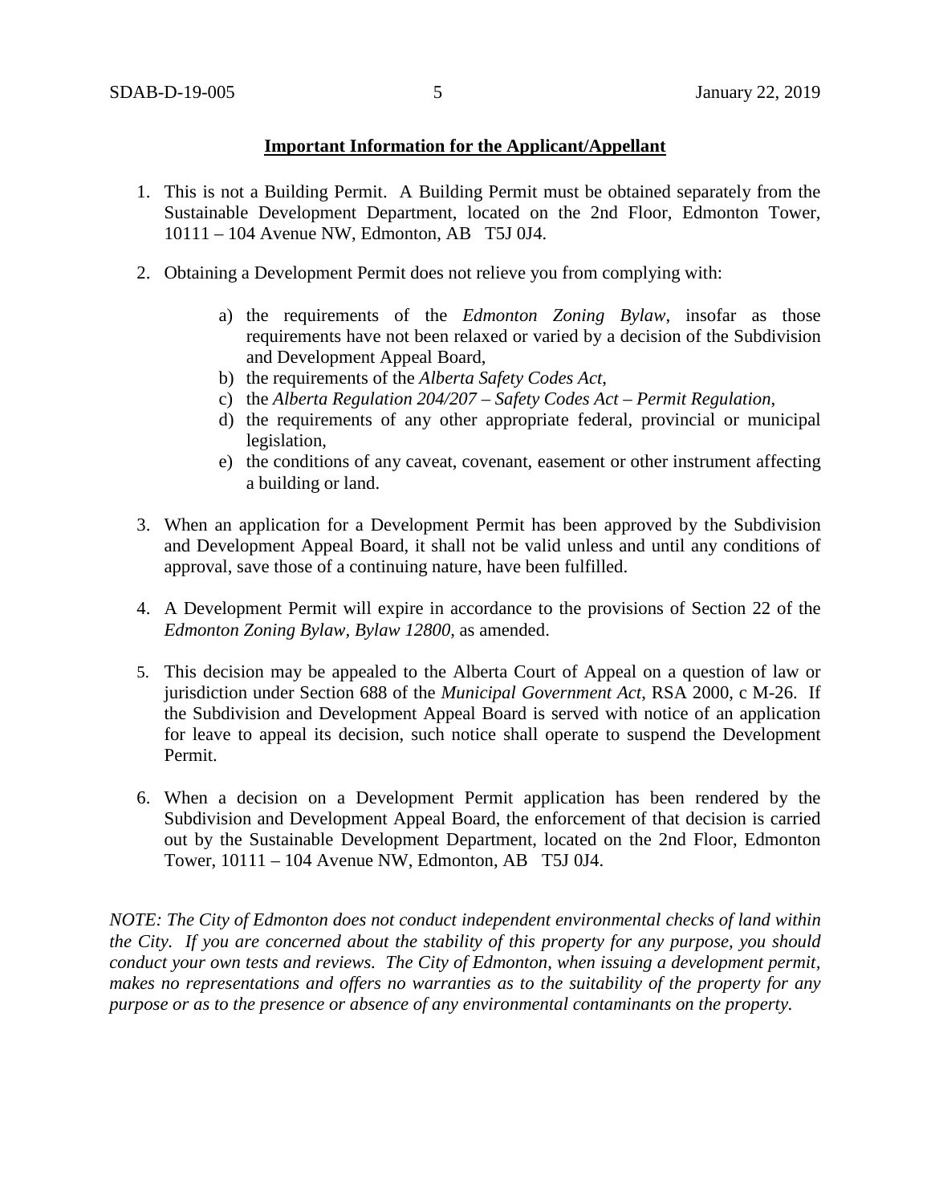**Important Information for the Applicant/Appellant**

1. This is not a Building Permit. A Building Permit must be obtained separately from the Sustainable Development Department, located on the 2nd Floor, Edmonton Tower, 10111 – 104 Avenue NW, Edmonton, AB T5J 0J4.

2. Obtaining a Development Permit does not relieve you from complying with:

   a) the requirements of the *Edmonton Zoning Bylaw*, insofar as those requirements have not been relaxed or varied by a decision of the Subdivision and Development Appeal Board,
   b) the requirements of the *Alberta Safety Codes Act*,
   c) the *Alberta Regulation 204/207 – Safety Codes Act – Permit Regulation*,
   d) the requirements of any other appropriate federal, provincial or municipal legislation,
   e) the conditions of any caveat, covenant, easement or other instrument affecting a building or land.

3. When an application for a Development Permit has been approved by the Subdivision and Development Appeal Board, it shall not be valid unless and until any conditions of approval, save those of a continuing nature, have been fulfilled.

4. A Development Permit will expire in accordance to the provisions of Section 22 of the *Edmonton Zoning Bylaw, Bylaw 12800*, as amended.

5. This decision may be appealed to the Alberta Court of Appeal on a question of law or jurisdiction under Section 688 of the *Municipal Government Act*, RSA 2000, c M-26. If the Subdivision and Development Appeal Board is served with notice of an application for leave to appeal its decision, such notice shall operate to suspend the Development Permit.

6. When a decision on a Development Permit application has been rendered by the Subdivision and Development Appeal Board, the enforcement of that decision is carried out by the Sustainable Development Department, located on the 2nd Floor, Edmonton Tower, 10111 – 104 Avenue NW, Edmonton, AB T5J 0J4.

*NOTE: The City of Edmonton does not conduct independent environmental checks of land within the City. If you are concerned about the stability of this property for any purpose, you should conduct your own tests and reviews. The City of Edmonton, when issuing a development permit, makes no representations and offers no warranties as to the suitability of the property for any purpose or as to the presence or absence of any environmental contaminants on the property.*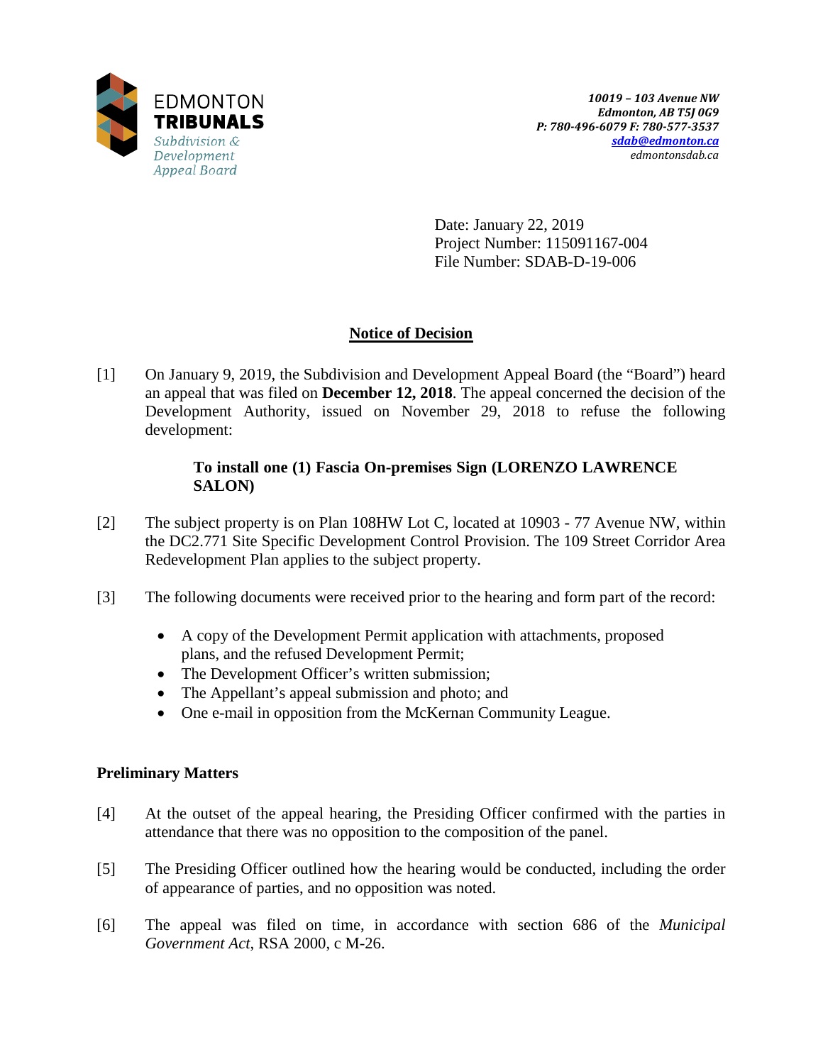EDMONTON TRIBUNALS
Subdivision & Development Appeal Board

*10019 – 103 Avenue NW*
*Edmonton, AB T5J 0G9*
*P: 780-496-6079 F: 780-577-3537*
*sdab@edmonton.ca*
*edmontonsdab.ca*

Date: January 22, 2019
Project Number: 115091167-004
File Number: SDAB-D-19-006

## Notice of Decision

[1] On January 9, 2019, the Subdivision and Development Appeal Board (the "Board") heard an appeal that was filed on **December 12, 2018**. The appeal concerned the decision of the Development Authority, issued on November 29, 2018 to refuse the following development:

> **To install one (1) Fascia On-premises Sign (LORENZO LAWRENCE SALON)**

[2] The subject property is on Plan 108HW Lot C, located at 10903 - 77 Avenue NW, within the DC2.771 Site Specific Development Control Provision. The 109 Street Corridor Area Redevelopment Plan applies to the subject property.

[3] The following documents were received prior to the hearing and form part of the record:

- A copy of the Development Permit application with attachments, proposed plans, and the refused Development Permit;
- The Development Officer's written submission;
- The Appellant's appeal submission and photo; and
- One e-mail in opposition from the McKernan Community League.

### Preliminary Matters

[4] At the outset of the appeal hearing, the Presiding Officer confirmed with the parties in attendance that there was no opposition to the composition of the panel.

[5] The Presiding Officer outlined how the hearing would be conducted, including the order of appearance of parties, and no opposition was noted.

[6] The appeal was filed on time, in accordance with section 686 of the *Municipal Government Act*, RSA 2000, c M-26.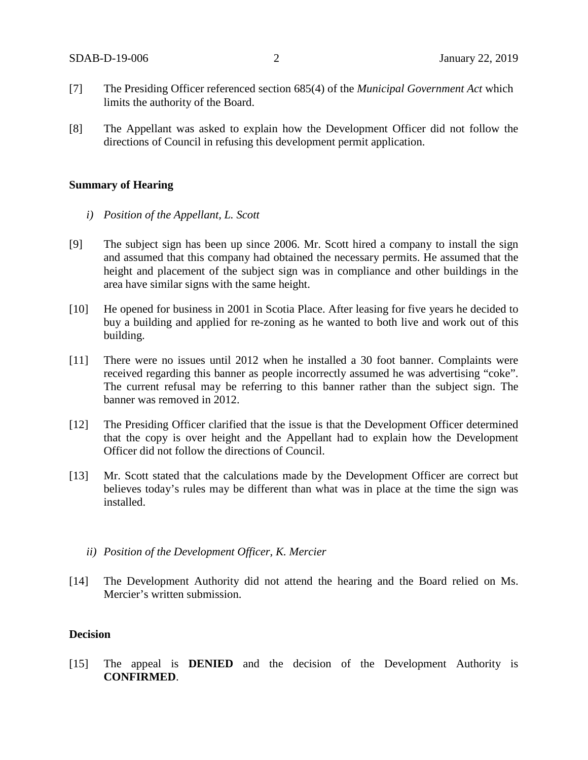[7] The Presiding Officer referenced section 685(4) of the *Municipal Government Act* which limits the authority of the Board.

[8] The Appellant was asked to explain how the Development Officer did not follow the directions of Council in refusing this development permit application.

**Summary of Hearing**

*i) Position of the Appellant, L. Scott*

[9] The subject sign has been up since 2006. Mr. Scott hired a company to install the sign and assumed that this company had obtained the necessary permits. He assumed that the height and placement of the subject sign was in compliance and other buildings in the area have similar signs with the same height.

[10] He opened for business in 2001 in Scotia Place. After leasing for five years he decided to buy a building and applied for re-zoning as he wanted to both live and work out of this building.

[11] There were no issues until 2012 when he installed a 30 foot banner. Complaints were received regarding this banner as people incorrectly assumed he was advertising "coke". The current refusal may be referring to this banner rather than the subject sign. The banner was removed in 2012.

[12] The Presiding Officer clarified that the issue is that the Development Officer determined that the copy is over height and the Appellant had to explain how the Development Officer did not follow the directions of Council.

[13] Mr. Scott stated that the calculations made by the Development Officer are correct but believes today's rules may be different than what was in place at the time the sign was installed.

*ii) Position of the Development Officer, K. Mercier*

[14] The Development Authority did not attend the hearing and the Board relied on Ms. Mercier's written submission.

**Decision**

[15] The appeal is **DENIED** and the decision of the Development Authority is **CONFIRMED**.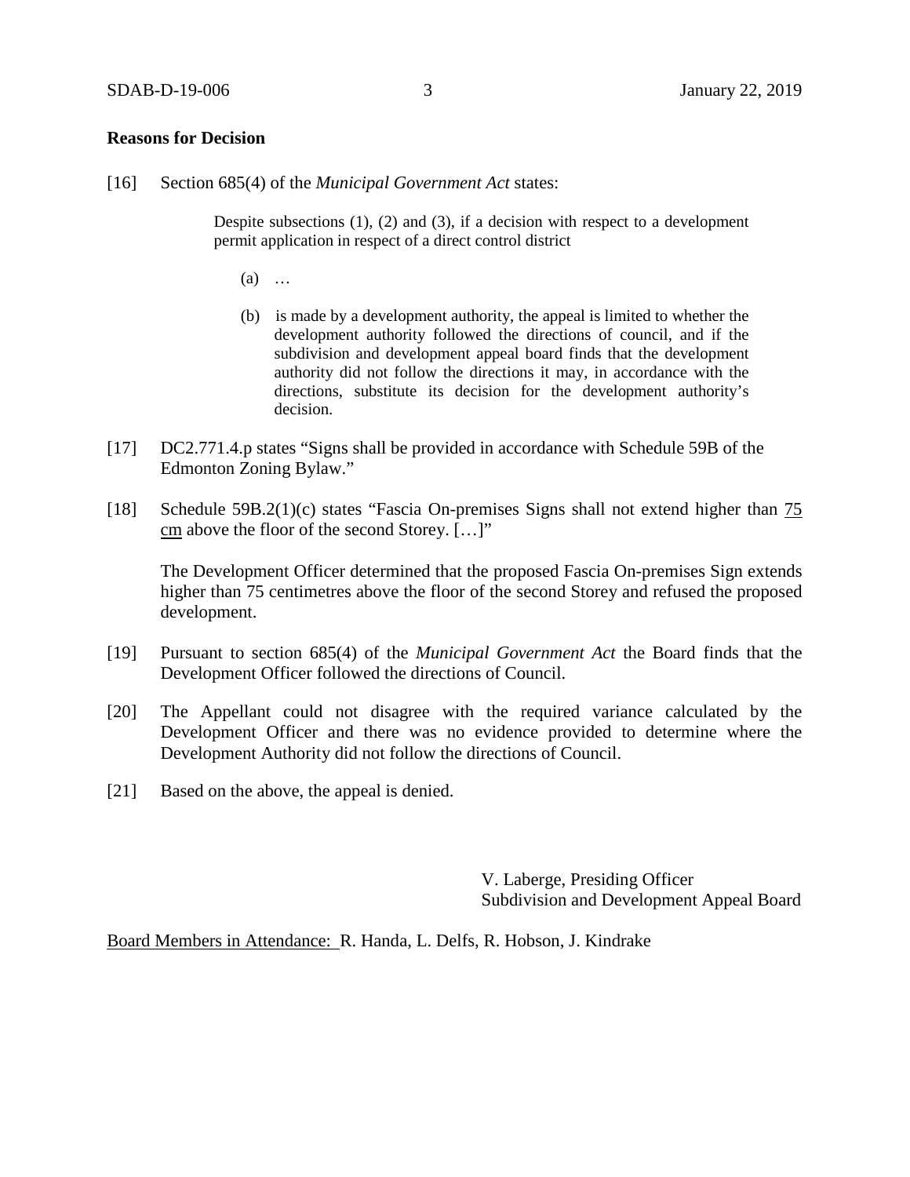**Reasons for Decision**

[16] Section 685(4) of the *Municipal Government Act* states:

> Despite subsections (1), (2) and (3), if a decision with respect to a development permit application in respect of a direct control district
>
> (a) …
>
> (b) is made by a development authority, the appeal is limited to whether the development authority followed the directions of council, and if the subdivision and development appeal board finds that the development authority did not follow the directions it may, in accordance with the directions, substitute its decision for the development authority's decision.

[17] DC2.771.4.p states "Signs shall be provided in accordance with Schedule 59B of the Edmonton Zoning Bylaw."

[18] Schedule 59B.2(1)(c) states "Fascia On-premises Signs shall not extend higher than <u>75 cm</u> above the floor of the second Storey. […]"

The Development Officer determined that the proposed Fascia On-premises Sign extends higher than 75 centimetres above the floor of the second Storey and refused the proposed development.

[19] Pursuant to section 685(4) of the *Municipal Government Act* the Board finds that the Development Officer followed the directions of Council.

[20] The Appellant could not disagree with the required variance calculated by the Development Officer and there was no evidence provided to determine where the Development Authority did not follow the directions of Council.

[21] Based on the above, the appeal is denied.

V. Laberge, Presiding Officer
Subdivision and Development Appeal Board

<u>Board Members in Attendance:</u> R. Handa, L. Delfs, R. Hobson, J. Kindrake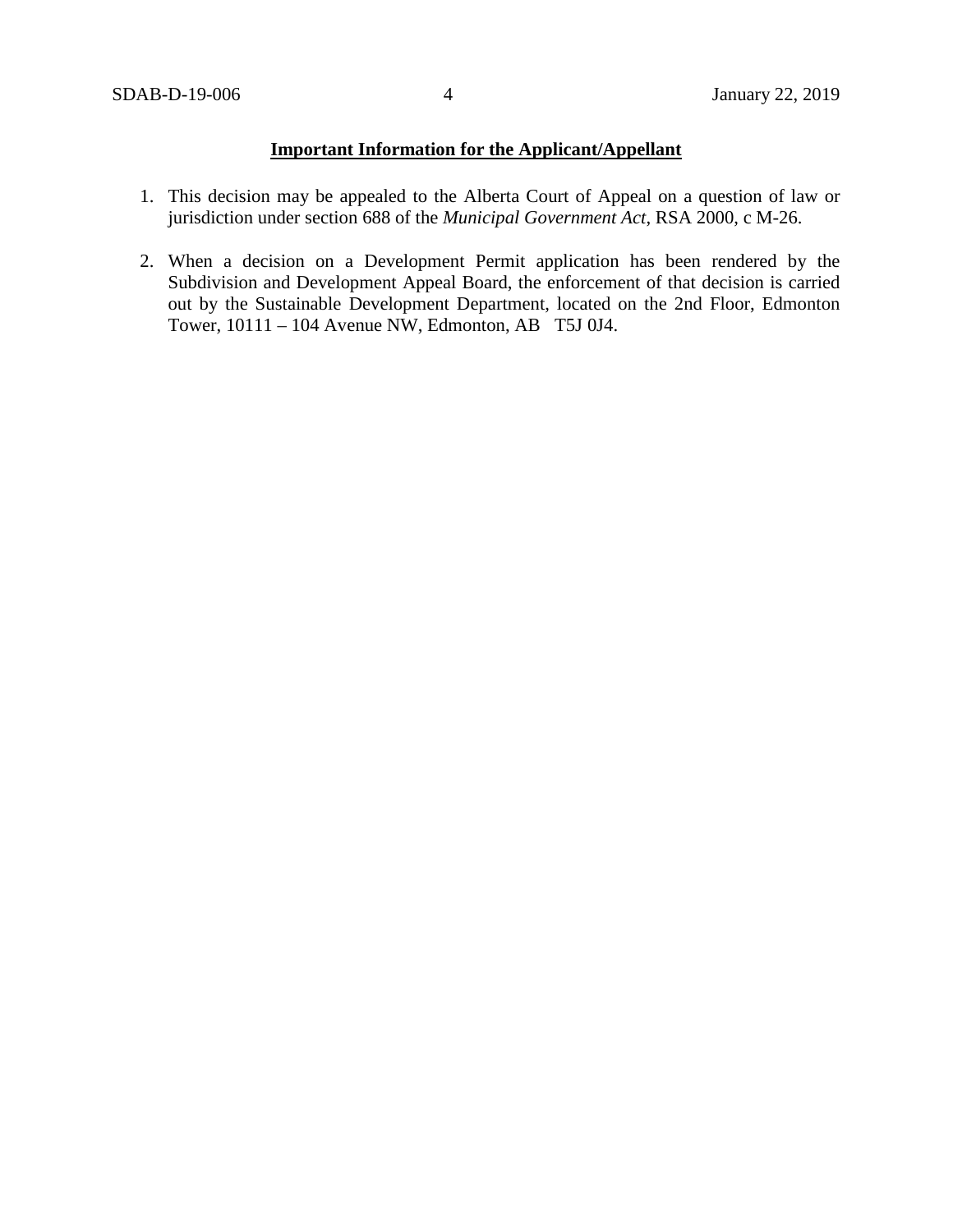**Important Information for the Applicant/Appellant**

1. This decision may be appealed to the Alberta Court of Appeal on a question of law or jurisdiction under section 688 of the *Municipal Government Act*, RSA 2000, c M-26.

2. When a decision on a Development Permit application has been rendered by the Subdivision and Development Appeal Board, the enforcement of that decision is carried out by the Sustainable Development Department, located on the 2nd Floor, Edmonton Tower, 10111 – 104 Avenue NW, Edmonton, AB T5J 0J4.